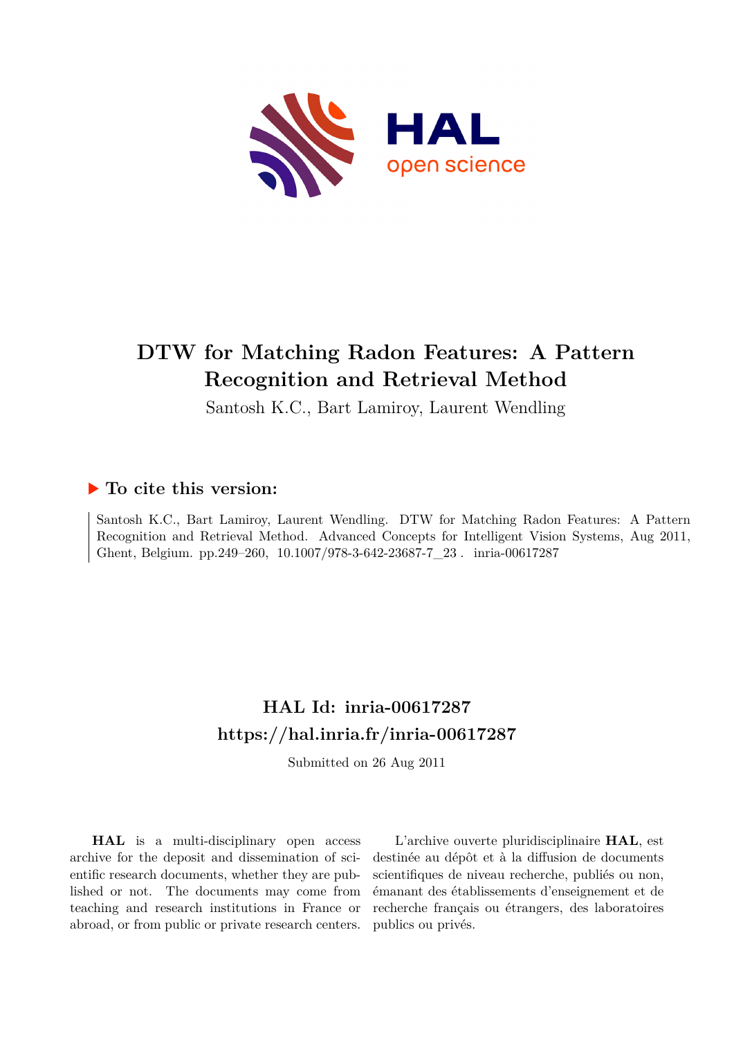# DTW for Matching Radon Features: A Pattern Recognition and Retrieval Method

Santosh K.C., Bart Lamiroy, Laurent Wendling

## ▶ To cite this version:

Santosh K.C., Bart Lamiroy, Laurent Wendling. DTW for Matching Radon Features: A Pattern Recognition and Retrieval Method. Advanced Concepts for Intelligent Vision Systems, Aug 2011, Ghent, Belgium. pp.249–260, 10.1007/978-3-642-23687-7_23 . inria-00617287

## HAL Id: inria-00617287
## https://hal.inria.fr/inria-00617287

Submitted on 26 Aug 2011

**HAL** is a multi-disciplinary open access archive for the deposit and dissemination of scientific research documents, whether they are published or not. The documents may come from teaching and research institutions in France or abroad, or from public or private research centers.

L'archive ouverte pluridisciplinaire **HAL**, est destinée au dépôt et à la diffusion de documents scientifiques de niveau recherche, publiés ou non, émanant des établissements d'enseignement et de recherche français ou étrangers, des laboratoires publics ou privés.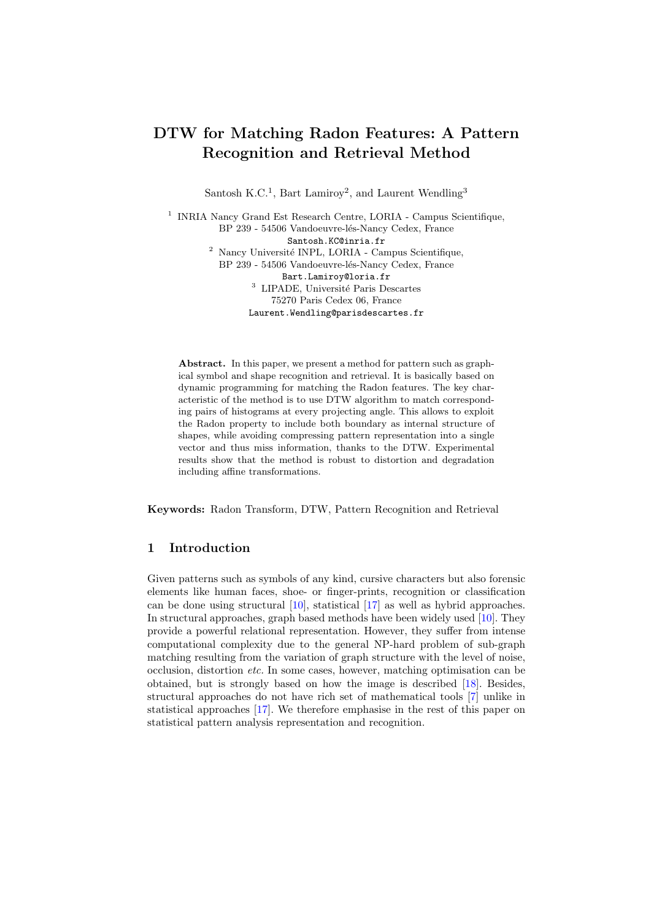# DTW for Matching Radon Features: A Pattern Recognition and Retrieval Method

Santosh K.C.[1], Bart Lamiroy[2], and Laurent Wendling[3]

[1] INRIA Nancy Grand Est Research Centre, LORIA - Campus Scientifique, BP 239 - 54506 Vandoeuvre-lés-Nancy Cedex, France
Santosh.KC@inria.fr

[2] Nancy Université INPL, LORIA - Campus Scientifique, BP 239 - 54506 Vandoeuvre-lés-Nancy Cedex, France
Bart.Lamiroy@loria.fr

[3] LIPADE, Université Paris Descartes 75270 Paris Cedex 06, France
Laurent.Wendling@parisdescartes.fr

**Abstract.** In this paper, we present a method for pattern such as graphical symbol and shape recognition and retrieval. It is basically based on dynamic programming for matching the Radon features. The key characteristic of the method is to use DTW algorithm to match corresponding pairs of histograms at every projecting angle. This allows to exploit the Radon property to include both boundary as internal structure of shapes, while avoiding compressing pattern representation into a single vector and thus miss information, thanks to the DTW. Experimental results show that the method is robust to distortion and degradation including affine transformations.

**Keywords:** Radon Transform, DTW, Pattern Recognition and Retrieval

## 1 Introduction

Given patterns such as symbols of any kind, cursive characters but also forensic elements like human faces, shoe- or finger-prints, recognition or classification can be done using structural [10], statistical [17] as well as hybrid approaches. In structural approaches, graph based methods have been widely used [10]. They provide a powerful relational representation. However, they suffer from intense computational complexity due to the general NP-hard problem of sub-graph matching resulting from the variation of graph structure with the level of noise, occlusion, distortion *etc.* In some cases, however, matching optimisation can be obtained, but is strongly based on how the image is described [18]. Besides, structural approaches do not have rich set of mathematical tools [7] unlike in statistical approaches [17]. We therefore emphasise in the rest of this paper on statistical pattern analysis representation and recognition.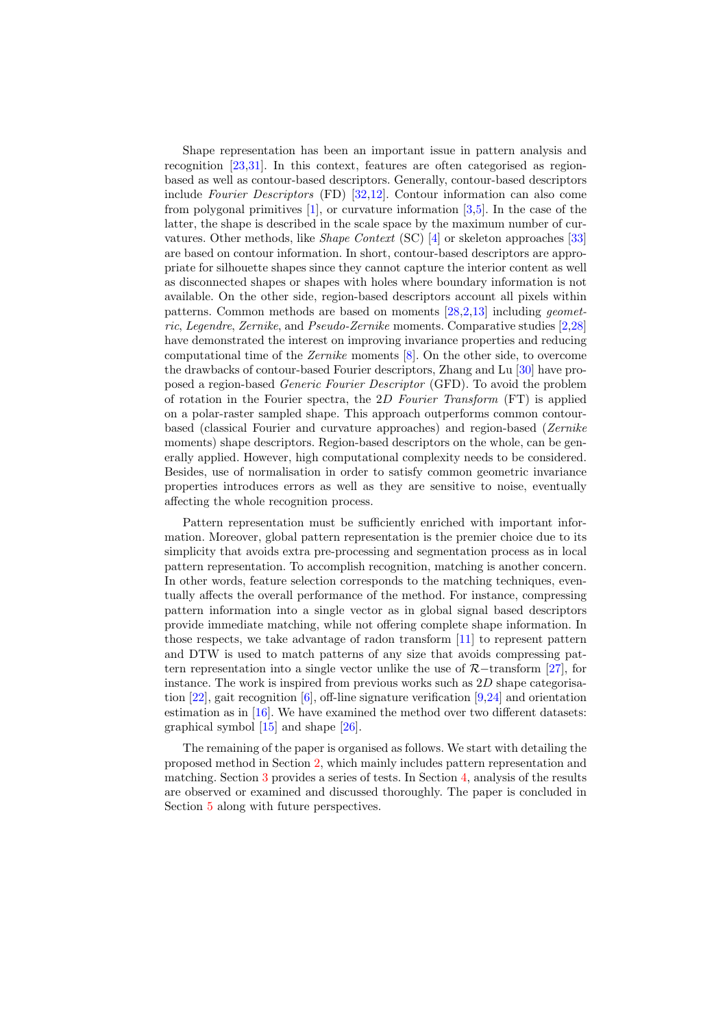Shape representation has been an important issue in pattern analysis and recognition [23,31]. In this context, features are often categorised as region-based as well as contour-based descriptors. Generally, contour-based descriptors include *Fourier Descriptors* (FD) [32,12]. Contour information can also come from polygonal primitives [1], or curvature information [3,5]. In the case of the latter, the shape is described in the scale space by the maximum number of curvatures. Other methods, like *Shape Context* (SC) [4] or skeleton approaches [33] are based on contour information. In short, contour-based descriptors are appropriate for silhouette shapes since they cannot capture the interior content as well as disconnected shapes or shapes with holes where boundary information is not available. On the other side, region-based descriptors account all pixels within patterns. Common methods are based on moments [28,2,13] including *geometric*, *Legendre*, *Zernike*, and *Pseudo-Zernike* moments. Comparative studies [2,28] have demonstrated the interest on improving invariance properties and reducing computational time of the *Zernike* moments [8]. On the other side, to overcome the drawbacks of contour-based Fourier descriptors, Zhang and Lu [30] have proposed a region-based *Generic Fourier Descriptor* (GFD). To avoid the problem of rotation in the Fourier spectra, the $2D$ *Fourier Transform* (FT) is applied on a polar-raster sampled shape. This approach outperforms common contour-based (classical Fourier and curvature approaches) and region-based (*Zernike* moments) shape descriptors. Region-based descriptors on the whole, can be generally applied. However, high computational complexity needs to be considered. Besides, use of normalisation in order to satisfy common geometric invariance properties introduces errors as well as they are sensitive to noise, eventually affecting the whole recognition process.

Pattern representation must be sufficiently enriched with important information. Moreover, global pattern representation is the premier choice due to its simplicity that avoids extra pre-processing and segmentation process as in local pattern representation. To accomplish recognition, matching is another concern. In other words, feature selection corresponds to the matching techniques, eventually affects the overall performance of the method. For instance, compressing pattern information into a single vector as in global signal based descriptors provide immediate matching, while not offering complete shape information. In those respects, we take advantage of radon transform [11] to represent pattern and DTW is used to match patterns of any size that avoids compressing pattern representation into a single vector unlike the use of $\mathcal{R}-$transform [27], for instance. The work is inspired from previous works such as $2D$ shape categorisation [22], gait recognition [6], off-line signature verification [9,24] and orientation estimation as in [16]. We have examined the method over two different datasets: graphical symbol [15] and shape [26].

The remaining of the paper is organised as follows. We start with detailing the proposed method in Section 2, which mainly includes pattern representation and matching. Section 3 provides a series of tests. In Section 4, analysis of the results are observed or examined and discussed thoroughly. The paper is concluded in Section 5 along with future perspectives.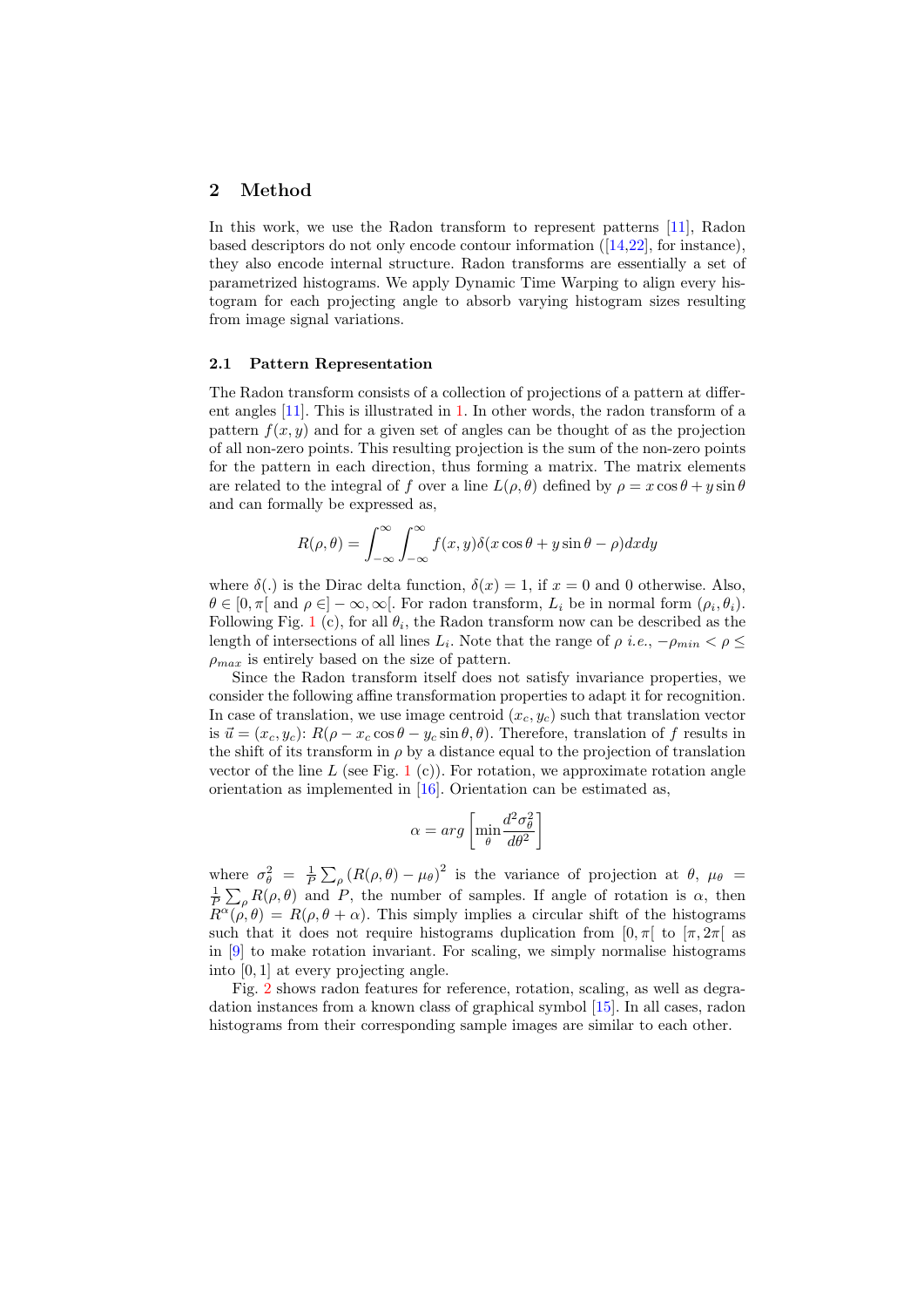## 2 Method

In this work, we use the Radon transform to represent patterns [11], Radon based descriptors do not only encode contour information ([14,22], for instance), they also encode internal structure. Radon transforms are essentially a set of parametrized histograms. We apply Dynamic Time Warping to align every histogram for each projecting angle to absorb varying histogram sizes resulting from image signal variations.

### 2.1 Pattern Representation

The Radon transform consists of a collection of projections of a pattern at different angles [11]. This is illustrated in 1. In other words, the radon transform of a pattern $f(x, y)$ and for a given set of angles can be thought of as the projection of all non-zero points. This resulting projection is the sum of the non-zero points for the pattern in each direction, thus forming a matrix. The matrix elements are related to the integral of $f$ over a line $L(\rho, \theta)$ defined by $\rho = x \cos\theta + y \sin\theta$ and can formally be expressed as,

$$R(\rho, \theta) = \int_{-\infty}^{\infty} \int_{-\infty}^{\infty} f(x, y)\delta(x \cos\theta + y \sin\theta - \rho)dxdy$$

where $\delta(.)$ is the Dirac delta function, $\delta(x) = 1$, if $x = 0$ and 0 otherwise. Also, $\theta \in [0, \pi[$ and $\rho \in ]-\infty, \infty[$. For radon transform, $L_i$ be in normal form $(\rho_i, \theta_i)$. Following Fig. 1 (c), for all $\theta_i$, the Radon transform now can be described as the length of intersections of all lines $L_i$. Note that the range of $\rho$ *i.e.*, $-\rho_{min} < \rho \leq \rho_{max}$ is entirely based on the size of pattern.

Since the Radon transform itself does not satisfy invariance properties, we consider the following affine transformation properties to adapt it for recognition. In case of translation, we use image centroid $(x_c, y_c)$ such that translation vector is $\vec{u} = (x_c, y_c)$: $R(\rho - x_c \cos\theta - y_c \sin\theta, \theta)$. Therefore, translation of $f$ results in the shift of its transform in $\rho$ by a distance equal to the projection of translation vector of the line $L$ (see Fig. 1 (c)). For rotation, we approximate rotation angle orientation as implemented in [16]. Orientation can be estimated as,

$$\alpha = arg\left[\min_{\theta} \frac{d^2\sigma_\theta^2}{d\theta^2}\right]$$

where $\sigma_\theta^2 = \frac{1}{P}\sum_\rho (R(\rho, \theta) - \mu_\theta)^2$ is the variance of projection at $\theta$, $\mu_\theta = \frac{1}{P}\sum_\rho R(\rho, \theta)$ and $P$, the number of samples. If angle of rotation is $\alpha$, then $R^\alpha(\rho, \theta) = R(\rho, \theta + \alpha)$. This simply implies a circular shift of the histograms such that it does not require histograms duplication from $[0, \pi[$ to $[\pi, 2\pi[$ as in [9] to make rotation invariant. For scaling, we simply normalise histograms into $[0, 1]$ at every projecting angle.

Fig. 2 shows radon features for reference, rotation, scaling, as well as degradation instances from a known class of graphical symbol [15]. In all cases, radon histograms from their corresponding sample images are similar to each other.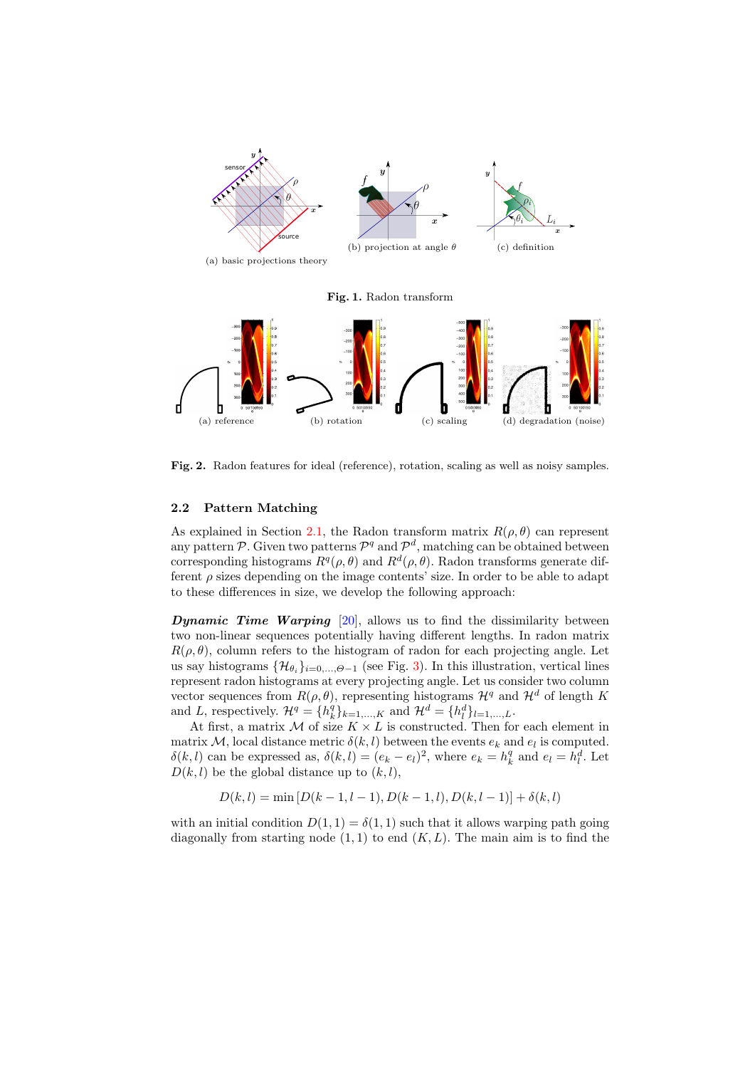(a) basic projections theory

(b) projection at angle $\theta$

(c) definition

**Fig. 1.** Radon transform

(a) reference

(b) rotation

(c) scaling

(d) degradation (noise)

**Fig. 2.** Radon features for ideal (reference), rotation, scaling as well as noisy samples.

## 2.2 Pattern Matching

As explained in Section 2.1, the Radon transform matrix $R(\rho, \theta)$ can represent any pattern $\mathcal{P}$. Given two patterns $\mathcal{P}^q$ and $\mathcal{P}^d$, matching can be obtained between corresponding histograms $R^q(\rho, \theta)$ and $R^d(\rho, \theta)$. Radon transforms generate different $\rho$ sizes depending on the image contents' size. In order to be able to adapt to these differences in size, we develop the following approach:

***Dynamic Time Warping*** [20], allows us to find the dissimilarity between two non-linear sequences potentially having different lengths. In radon matrix $R(\rho, \theta)$, column refers to the histogram of radon for each projecting angle. Let us say histograms $\{\mathcal{H}_{\theta_i}\}_{i=0,\ldots,\Theta-1}$ (see Fig. 3). In this illustration, vertical lines represent radon histograms at every projecting angle. Let us consider two column vector sequences from $R(\rho, \theta)$, representing histograms $\mathcal{H}^q$ and $\mathcal{H}^d$ of length $K$ and $L$, respectively. $\mathcal{H}^q = \{h^q_k\}_{k=1,\ldots,K}$ and $\mathcal{H}^d = \{h^d_l\}_{l=1,\ldots,L}$.

At first, a matrix $\mathcal{M}$ of size $K \times L$ is constructed. Then for each element in matrix $\mathcal{M}$, local distance metric $\delta(k, l)$ between the events $e_k$ and $e_l$ is computed. $\delta(k, l)$ can be expressed as, $\delta(k, l) = (e_k - e_l)^2$, where $e_k = h^q_k$ and $e_l = h^d_l$. Let $D(k, l)$ be the global distance up to $(k, l)$,

$$D(k, l) = \min\left[D(k-1, l-1), D(k-1, l), D(k, l-1)\right] + \delta(k, l)$$

with an initial condition $D(1, 1) = \delta(1, 1)$ such that it allows warping path going diagonally from starting node $(1, 1)$ to end $(K, L)$. The main aim is to find the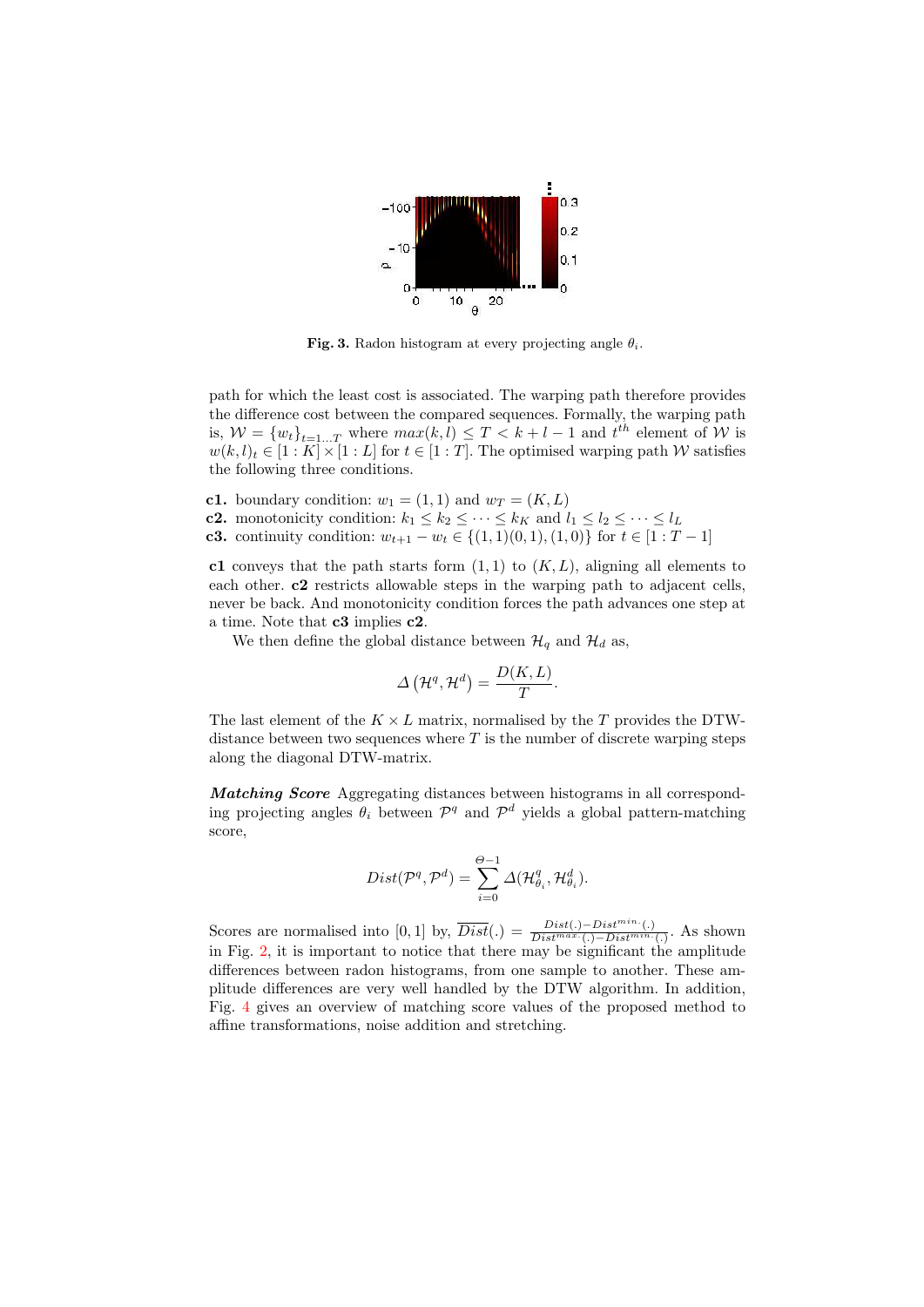**Fig. 3.** Radon histogram at every projecting angle $\theta_i$.

path for which the least cost is associated. The warping path therefore provides the difference cost between the compared sequences. Formally, the warping path is, $\mathcal{W} = \{w_t\}_{t=1\ldots T}$ where $max(k,l) \leq T < k+l-1$ and $t^{th}$ element of $\mathcal{W}$ is $w(k,l)_t \in [1:K] \times [1:L]$ for $t \in [1:T]$. The optimised warping path $\mathcal{W}$ satisfies the following three conditions.

**c1.** boundary condition: $w_1 = (1,1)$ and $w_T = (K,L)$
**c2.** monotonicity condition: $k_1 \leq k_2 \leq \cdots \leq k_K$ and $l_1 \leq l_2 \leq \cdots \leq l_L$
**c3.** continuity condition: $w_{t+1} - w_t \in \{(1,1)(0,1),(1,0)\}$ for $t \in [1:T-1]$

**c1** conveys that the path starts form $(1,1)$ to $(K,L)$, aligning all elements to each other. **c2** restricts allowable steps in the warping path to adjacent cells, never be back. And monotonicity condition forces the path advances one step at a time. Note that **c3** implies **c2**.

We then define the global distance between $\mathcal{H}_q$ and $\mathcal{H}_d$ as,

$$\Delta\left(\mathcal{H}^q, \mathcal{H}^d\right) = \frac{D(K,L)}{T}.$$

The last element of the $K \times L$ matrix, normalised by the $T$ provides the DTW-distance between two sequences where $T$ is the number of discrete warping steps along the diagonal DTW-matrix.

***Matching Score*** Aggregating distances between histograms in all corresponding projecting angles $\theta_i$ between $\mathcal{P}^q$ and $\mathcal{P}^d$ yields a global pattern-matching score,

$$Dist(\mathcal{P}^q, \mathcal{P}^d) = \sum_{i=0}^{\Theta-1} \Delta(\mathcal{H}^q_{\theta_i}, \mathcal{H}^d_{\theta_i}).$$

Scores are normalised into $[0,1]$ by, $\overline{Dist}(.) = \frac{Dist(.) - Dist^{min.}(.)}{Dist^{max.}(.) - Dist^{min.}(.)}$. As shown in Fig. 2, it is important to notice that there may be significant the amplitude differences between radon histograms, from one sample to another. These amplitude differences are very well handled by the DTW algorithm. In addition, Fig. 4 gives an overview of matching score values of the proposed method to affine transformations, noise addition and stretching.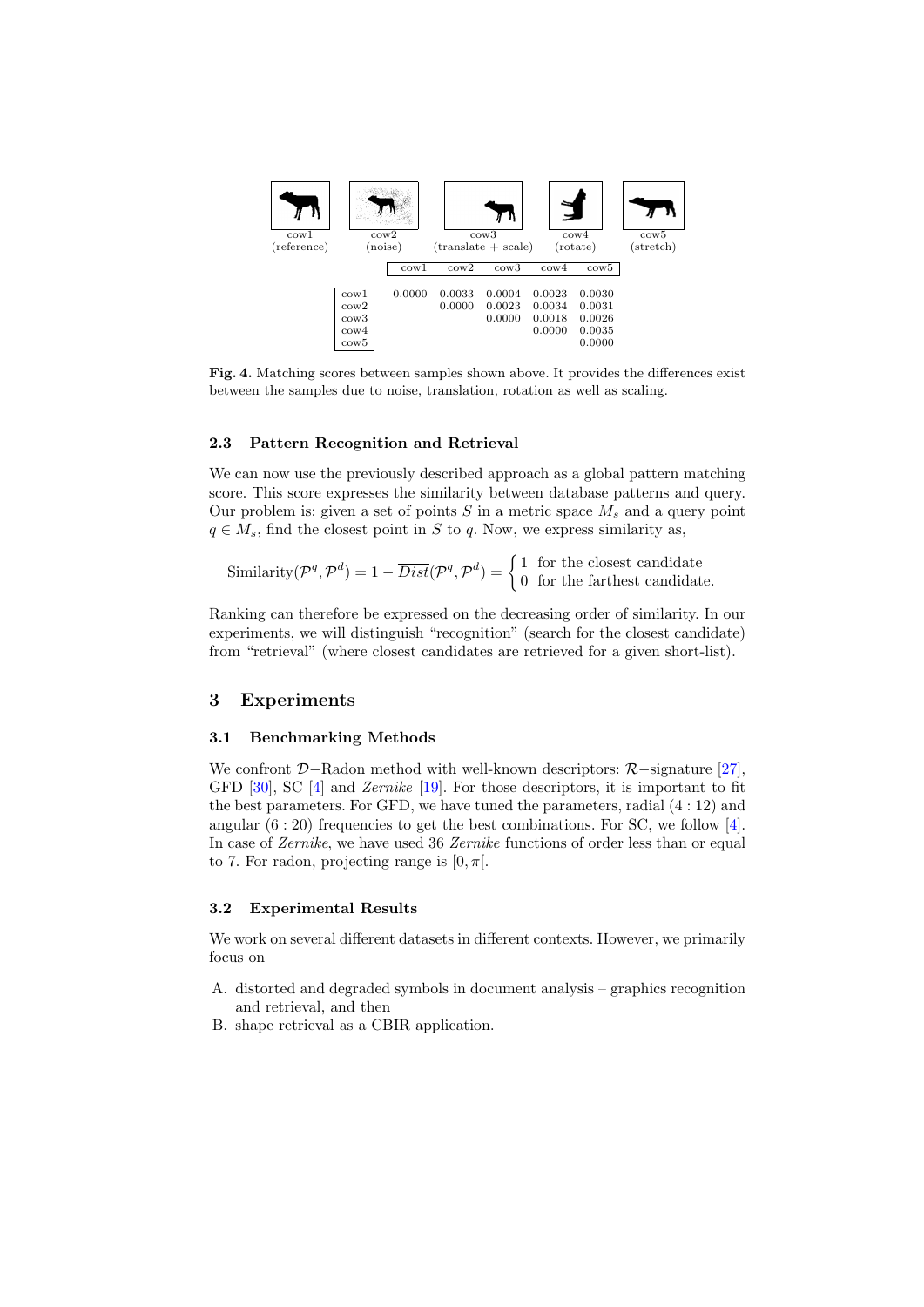| | cow1 | cow2 | cow3 | cow4 | cow5 |
|---|---|---|---|---|---|
| cow1 | 0.0000 | 0.0033 | 0.0004 | 0.0023 | 0.0030 |
| cow2 | | 0.0000 | 0.0023 | 0.0034 | 0.0031 |
| cow3 | | | 0.0000 | 0.0018 | 0.0026 |
| cow4 | | | | 0.0000 | 0.0035 |
| cow5 | | | | | 0.0000 |

**Fig. 4.** Matching scores between samples shown above. It provides the differences exist between the samples due to noise, translation, rotation as well as scaling.

### 2.3 Pattern Recognition and Retrieval

We can now use the previously described approach as a global pattern matching score. This score expresses the similarity between database patterns and query. Our problem is: given a set of points $S$ in a metric space $M_s$ and a query point $q \in M_s$, find the closest point in $S$ to $q$. Now, we express similarity as,

$$\text{Similarity}(\mathcal{P}^q, \mathcal{P}^d) = 1 - \overline{Dist}(\mathcal{P}^q, \mathcal{P}^d) = \begin{cases} 1 & \text{for the closest candidate} \\ 0 & \text{for the farthest candidate.} \end{cases}$$

Ranking can therefore be expressed on the decreasing order of similarity. In our experiments, we will distinguish "recognition" (search for the closest candidate) from "retrieval" (where closest candidates are retrieved for a given short-list).

## 3 Experiments

### 3.1 Benchmarking Methods

We confront $\mathcal{D}-$Radon method with well-known descriptors: $\mathcal{R}-$signature [27], GFD [30], SC [4] and *Zernike* [19]. For those descriptors, it is important to fit the best parameters. For GFD, we have tuned the parameters, radial $(4:12)$ and angular $(6:20)$ frequencies to get the best combinations. For SC, we follow [4]. In case of *Zernike*, we have used 36 *Zernike* functions of order less than or equal to 7. For radon, projecting range is $[0, \pi[$.

### 3.2 Experimental Results

We work on several different datasets in different contexts. However, we primarily focus on

A. distorted and degraded symbols in document analysis – graphics recognition and retrieval, and then
B. shape retrieval as a CBIR application.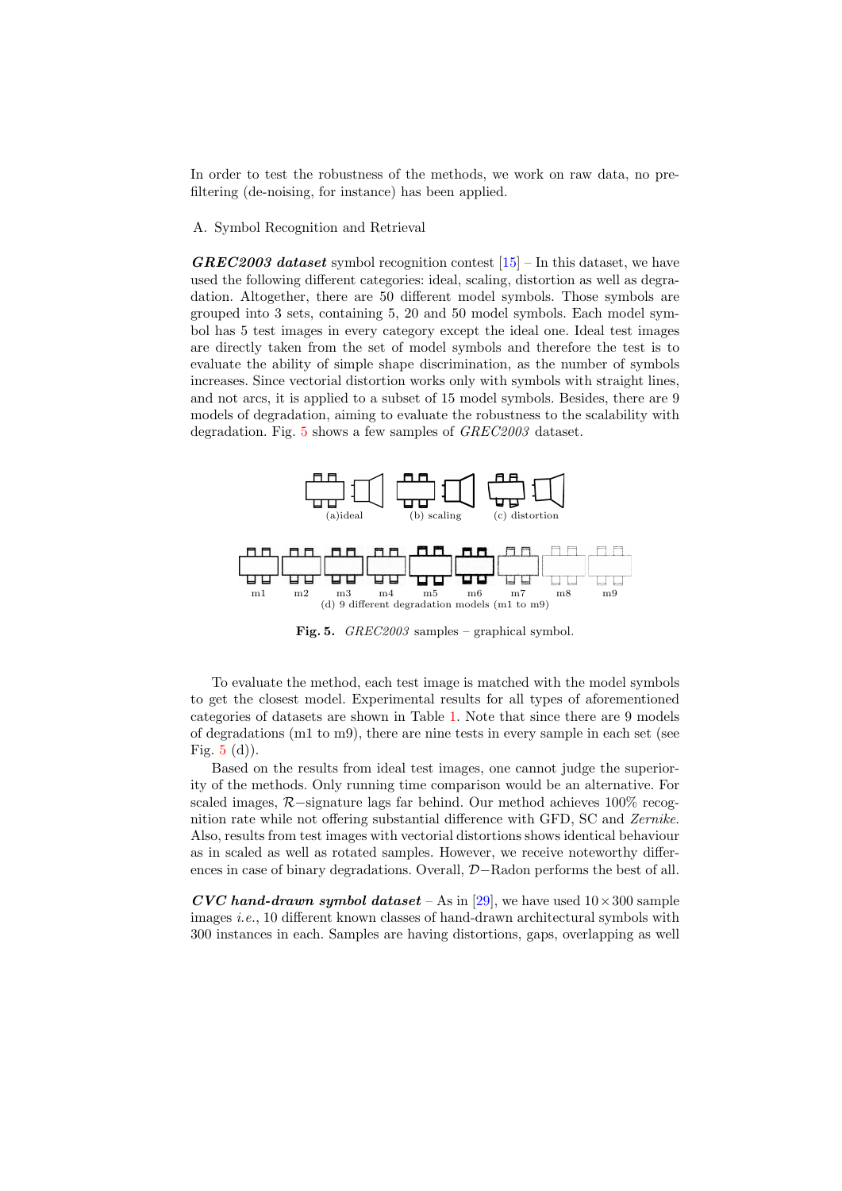In order to test the robustness of the methods, we work on raw data, no pre-filtering (de-noising, for instance) has been applied.

A. Symbol Recognition and Retrieval

***GREC2003 dataset*** symbol recognition contest [15] – In this dataset, we have used the following different categories: ideal, scaling, distortion as well as degradation. Altogether, there are 50 different model symbols. Those symbols are grouped into 3 sets, containing 5, 20 and 50 model symbols. Each model symbol has 5 test images in every category except the ideal one. Ideal test images are directly taken from the set of model symbols and therefore the test is to evaluate the ability of simple shape discrimination, as the number of symbols increases. Since vectorial distortion works only with symbols with straight lines, and not arcs, it is applied to a subset of 15 model symbols. Besides, there are 9 models of degradation, aiming to evaluate the robustness to the scalability with degradation. Fig. 5 shows a few samples of *GREC2003* dataset.

(a)ideal (b) scaling (c) distortion

m1 m2 m3 m4 m5 m6 m7 m8 m9
(d) 9 different degradation models (m1 to m9)

**Fig. 5.** *GREC2003* samples – graphical symbol.

To evaluate the method, each test image is matched with the model symbols to get the closest model. Experimental results for all types of aforementioned categories of datasets are shown in Table 1. Note that since there are 9 models of degradations (m1 to m9), there are nine tests in every sample in each set (see Fig. 5 (d)).

Based on the results from ideal test images, one cannot judge the superiority of the methods. Only running time comparison would be an alternative. For scaled images, $\mathcal{R}-$signature lags far behind. Our method achieves 100% recognition rate while not offering substantial difference with GFD, SC and *Zernike*. Also, results from test images with vectorial distortions shows identical behaviour as in scaled as well as rotated samples. However, we receive noteworthy differences in case of binary degradations. Overall, $\mathcal{D}-$Radon performs the best of all.

***CVC hand-drawn symbol dataset*** – As in [29], we have used $10 \times 300$ sample images *i.e.*, 10 different known classes of hand-drawn architectural symbols with 300 instances in each. Samples are having distortions, gaps, overlapping as well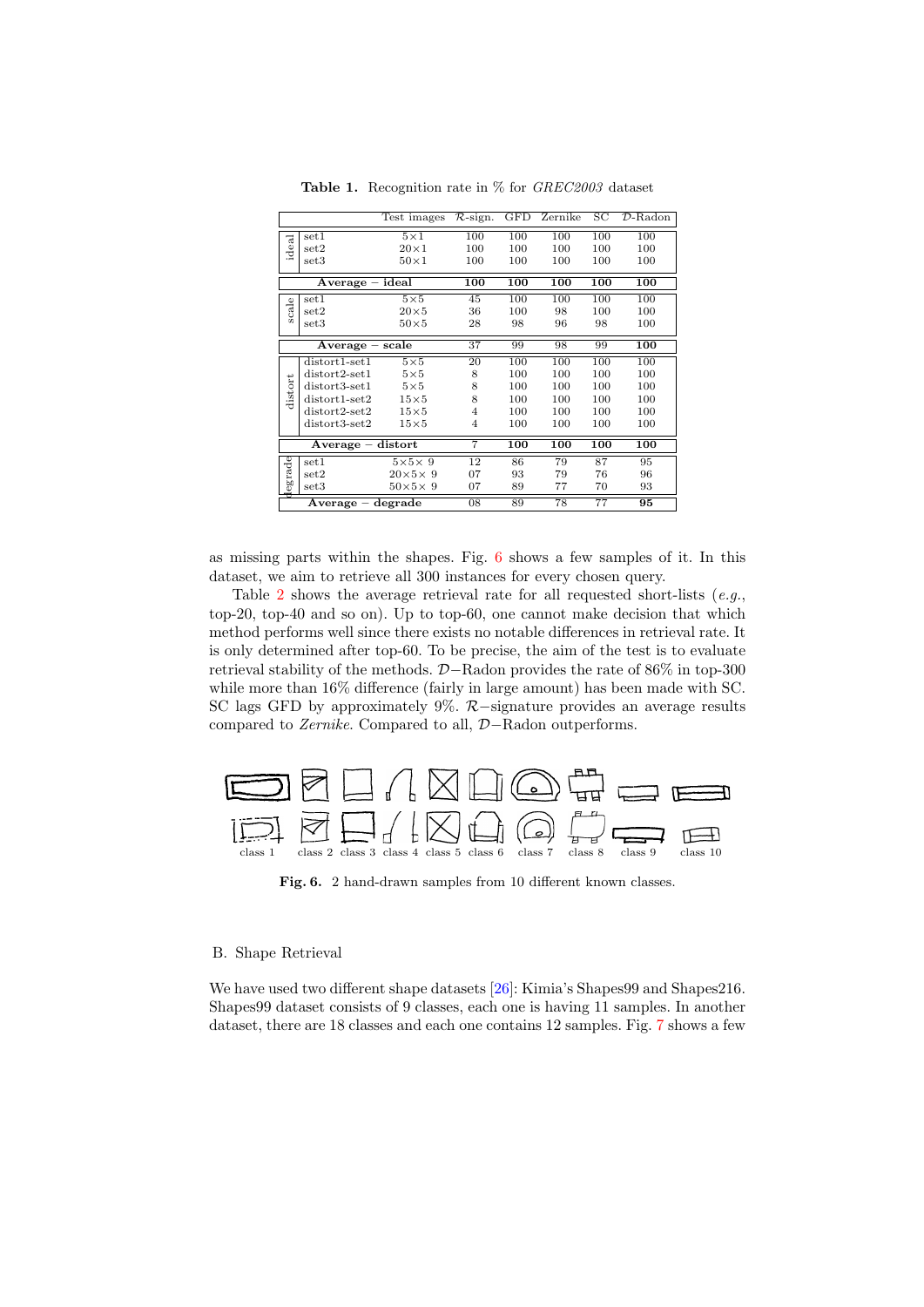**Table 1.** Recognition rate in % for *GREC2003* dataset

| | | Test images | $\mathcal{R}$-sign. | GFD | Zernike | SC | $\mathcal{D}$-Radon |
|---|---|---|---|---|---|---|---|
| ideal | set1 | 5×1 | 100 | 100 | 100 | 100 | 100 |
| | set2 | 20×1 | 100 | 100 | 100 | 100 | 100 |
| | set3 | 50×1 | 100 | 100 | 100 | 100 | 100 |
| **Average − ideal** | | | **100** | **100** | **100** | **100** | **100** |
| scale | set1 | 5×5 | 45 | 100 | 100 | 100 | 100 |
| | set2 | 20×5 | 36 | 100 | 98 | 100 | 100 |
| | set3 | 50×5 | 28 | 98 | 96 | 98 | 100 |
| **Average − scale** | | | 37 | 99 | 98 | 99 | **100** |
| distort | distort1-set1 | 5×5 | 20 | 100 | 100 | 100 | 100 |
| | distort2-set1 | 5×5 | 8 | 100 | 100 | 100 | 100 |
| | distort3-set1 | 5×5 | 8 | 100 | 100 | 100 | 100 |
| | distort1-set2 | 15×5 | 8 | 100 | 100 | 100 | 100 |
| | distort2-set2 | 15×5 | 4 | 100 | 100 | 100 | 100 |
| | distort3-set2 | 15×5 | 4 | 100 | 100 | 100 | 100 |
| **Average − distort** | | | 7 | **100** | **100** | **100** | **100** |
| degrade | set1 | 5×5× 9 | 12 | 86 | 79 | 87 | 95 |
| | set2 | 20×5× 9 | 07 | 93 | 79 | 76 | 96 |
| | set3 | 50×5× 9 | 07 | 89 | 77 | 70 | 93 |
| **Average − degrade** | | | 08 | 89 | 78 | 77 | **95** |

as missing parts within the shapes. Fig. 6 shows a few samples of it. In this dataset, we aim to retrieve all 300 instances for every chosen query.

Table 2 shows the average retrieval rate for all requested short-lists (*e.g.*, top-20, top-40 and so on). Up to top-60, one cannot make decision that which method performs well since there exists no notable differences in retrieval rate. It is only determined after top-60. To be precise, the aim of the test is to evaluate retrieval stability of the methods. $\mathcal{D}-$Radon provides the rate of 86% in top-300 while more than 16% difference (fairly in large amount) has been made with SC. SC lags GFD by approximately 9%. $\mathcal{R}-$signature provides an average results compared to *Zernike*. Compared to all, $\mathcal{D}-$Radon outperforms.

class 1 class 2 class 3 class 4 class 5 class 6 class 7 class 8 class 9 class 10

**Fig. 6.** 2 hand-drawn samples from 10 different known classes.

B. Shape Retrieval

We have used two different shape datasets [26]: Kimia's Shapes99 and Shapes216. Shapes99 dataset consists of 9 classes, each one is having 11 samples. In another dataset, there are 18 classes and each one contains 12 samples. Fig. 7 shows a few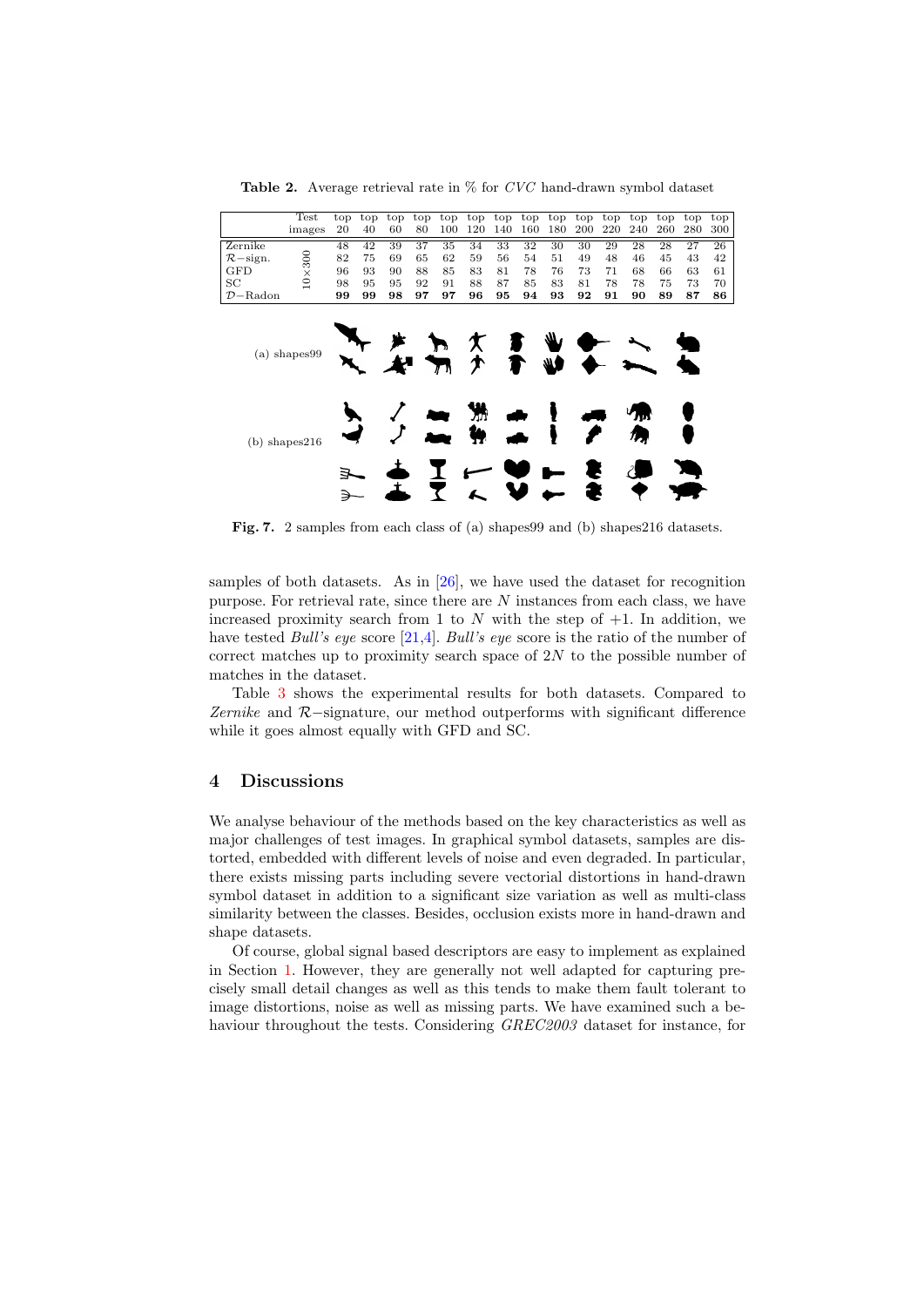**Table 2.** Average retrieval rate in % for *CVC* hand-drawn symbol dataset

| | Test images | top 20 | top 40 | top 60 | top 80 | top 100 | top 120 | top 140 | top 160 | top 180 | top 200 | top 220 | top 240 | top 260 | top 280 | top 300 |
|---|---|---|---|---|---|---|---|---|---|---|---|---|---|---|---|---|
| Zernike | $10\times300$ | 48 | 42 | 39 | 37 | 35 | 34 | 33 | 32 | 30 | 30 | 29 | 28 | 28 | 27 | 26 |
| $\mathcal{R}-$sign. | | 82 | 75 | 69 | 65 | 62 | 59 | 56 | 54 | 51 | 49 | 48 | 46 | 45 | 43 | 42 |
| GFD | | 96 | 93 | 90 | 88 | 85 | 83 | 81 | 78 | 76 | 73 | 71 | 68 | 66 | 63 | 61 |
| SC | | 98 | 95 | 95 | 92 | 91 | 88 | 87 | 85 | 83 | 81 | 78 | 78 | 75 | 73 | 70 |
| $\mathcal{D}-$Radon | | **99** | **99** | **98** | **97** | **97** | **96** | **95** | **94** | **93** | **92** | **91** | **90** | **89** | **87** | **86** |

(a) shapes99

(b) shapes216

**Fig. 7.** 2 samples from each class of (a) shapes99 and (b) shapes216 datasets.

samples of both datasets. As in [26], we have used the dataset for recognition purpose. For retrieval rate, since there are $N$ instances from each class, we have increased proximity search from 1 to $N$ with the step of $+1$. In addition, we have tested *Bull's eye* score [21,4]. *Bull's eye* score is the ratio of the number of correct matches up to proximity search space of $2N$ to the possible number of matches in the dataset.

Table 3 shows the experimental results for both datasets. Compared to *Zernike* and $\mathcal{R}-$signature, our method outperforms with significant difference while it goes almost equally with GFD and SC.

## 4 Discussions

We analyse behaviour of the methods based on the key characteristics as well as major challenges of test images. In graphical symbol datasets, samples are distorted, embedded with different levels of noise and even degraded. In particular, there exists missing parts including severe vectorial distortions in hand-drawn symbol dataset in addition to a significant size variation as well as multi-class similarity between the classes. Besides, occlusion exists more in hand-drawn and shape datasets.

Of course, global signal based descriptors are easy to implement as explained in Section 1. However, they are generally not well adapted for capturing precisely small detail changes as well as this tends to make them fault tolerant to image distortions, noise as well as missing parts. We have examined such a behaviour throughout the tests. Considering *GREC2003* dataset for instance, for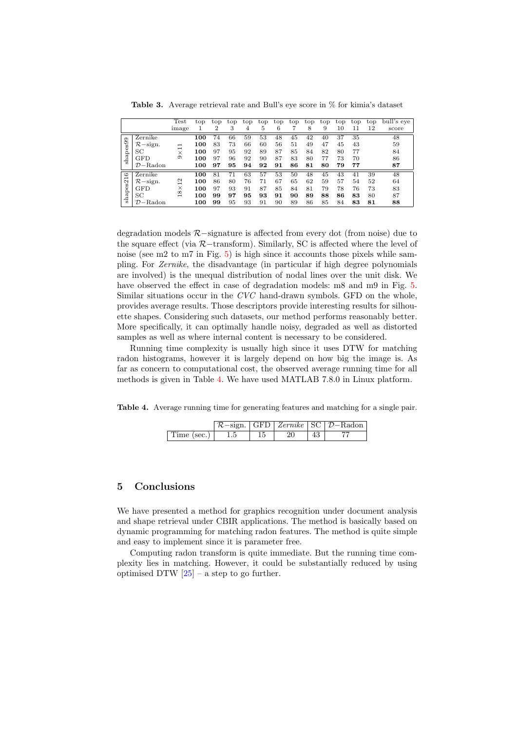**Table 3.** Average retrieval rate and Bull's eye score in % for kimia's dataset

| | | Test image | top 1 | top 2 | top 3 | top 4 | top 5 | top 6 | top 7 | top 8 | top 9 | top 10 | top 11 | top 12 | bull's eye score |
|---|---|---|---|---|---|---|---|---|---|---|---|---|---|---|---|
| shapes99 | Zernike | $9\times11$ | **100** | 74 | 66 | 59 | 53 | 48 | 45 | 42 | 40 | 37 | 35 | | 48 |
| | $\mathcal{R}-$sign. | | **100** | 83 | 73 | 66 | 60 | 56 | 51 | 49 | 47 | 45 | 43 | | 59 |
| | SC | | **100** | 97 | 95 | 92 | 89 | 87 | 85 | 84 | 82 | 80 | 77 | | 84 |
| | GFD | | **100** | 97 | 96 | 92 | 90 | 87 | 83 | 80 | 77 | 73 | 70 | | 86 |
| | $\mathcal{D}-$Radon | | **100** | **97** | **95** | **94** | **92** | **91** | **86** | **81** | **80** | **79** | **77** | | **87** |
| shapes216 | Zernike | $18\times12$ | **100** | 81 | 71 | 63 | 57 | 53 | 50 | 48 | 45 | 43 | 41 | 39 | 48 |
| | $\mathcal{R}-$sign. | | **100** | 86 | 80 | 76 | 71 | 67 | 65 | 62 | 59 | 57 | 54 | 52 | 64 |
| | GFD | | **100** | 97 | 93 | 91 | 87 | 85 | 84 | 81 | 79 | 78 | 76 | 73 | 83 |
| | SC | | **100** | **99** | **97** | **95** | **93** | **91** | **90** | **89** | **88** | **86** | **83** | 80 | 87 |
| | $\mathcal{D}-$Radon | | **100** | **99** | 95 | 93 | 91 | 90 | 89 | 86 | 85 | 84 | **83** | **81** | **88** |

degradation models $\mathcal{R}-$signature is affected from every dot (from noise) due to the square effect (via $\mathcal{R}-$transform). Similarly, SC is affected where the level of noise (see m2 to m7 in Fig. 5) is high since it accounts those pixels while sampling. For *Zernike*, the disadvantage (in particular if high degree polynomials are involved) is the unequal distribution of nodal lines over the unit disk. We have observed the effect in case of degradation models: m8 and m9 in Fig. 5. Similar situations occur in the *CVC* hand-drawn symbols. GFD on the whole, provides average results. Those descriptors provide interesting results for silhouette shapes. Considering such datasets, our method performs reasonably better. More specifically, it can optimally handle noisy, degraded as well as distorted samples as well as where internal content is necessary to be considered.

Running time complexity is usually high since it uses DTW for matching radon histograms, however it is largely depend on how big the image is. As far as concern to computational cost, the observed average running time for all methods is given in Table 4. We have used MATLAB 7.8.0 in Linux platform.

**Table 4.** Average running time for generating features and matching for a single pair.

| | $\mathcal{R}-$sign. | GFD | *Zernike* | SC | $\mathcal{D}-$Radon |
|---|---|---|---|---|---|
| Time (sec.) | 1.5 | 15 | 20 | 43 | 77 |

## 5 Conclusions

We have presented a method for graphics recognition under document analysis and shape retrieval under CBIR applications. The method is basically based on dynamic programming for matching radon features. The method is quite simple and easy to implement since it is parameter free.

Computing radon transform is quite immediate. But the running time complexity lies in matching. However, it could be substantially reduced by using optimised DTW [25] – a step to go further.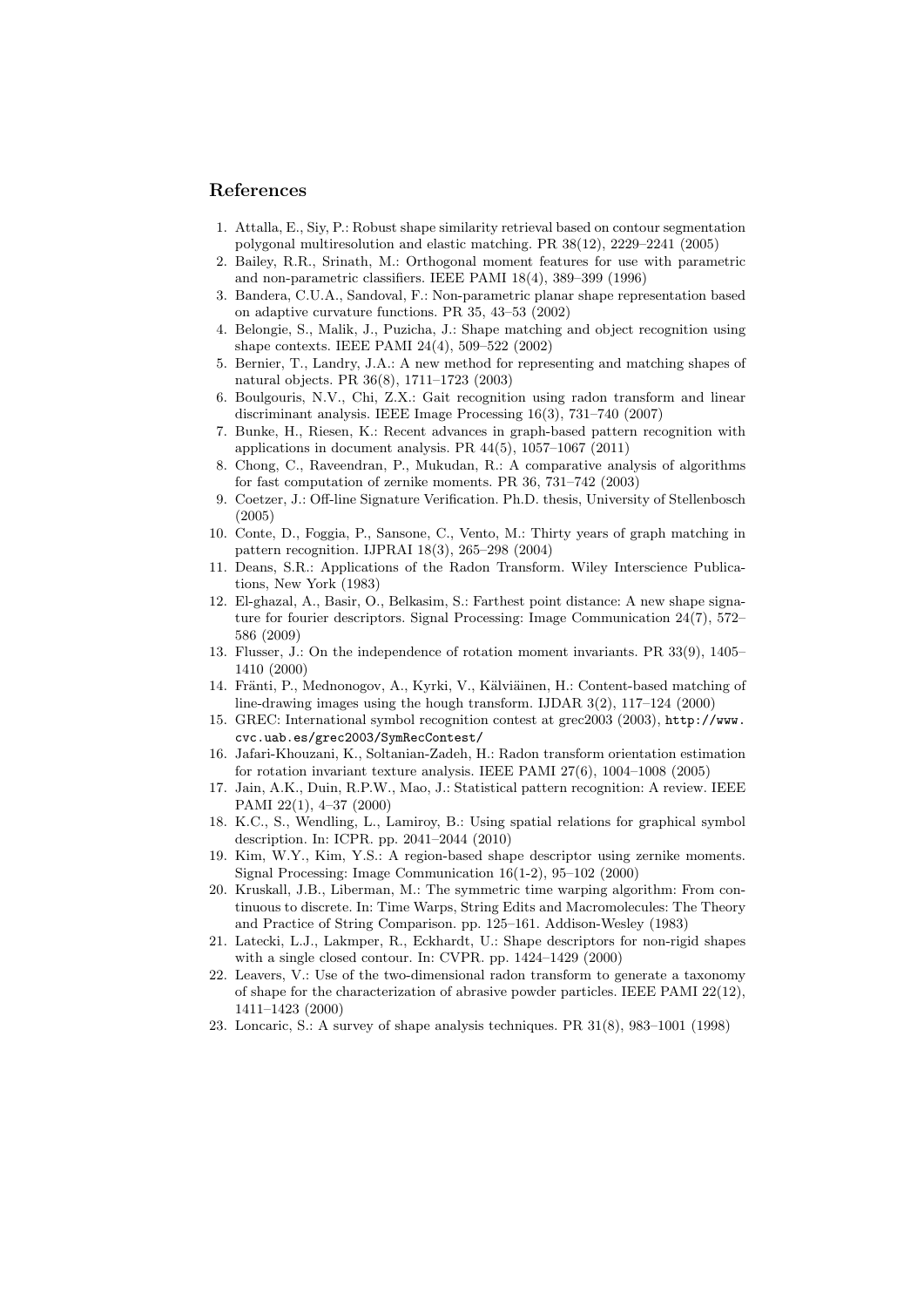## References

1. Attalla, E., Siy, P.: Robust shape similarity retrieval based on contour segmentation polygonal multiresolution and elastic matching. PR 38(12), 2229–2241 (2005)
2. Bailey, R.R., Srinath, M.: Orthogonal moment features for use with parametric and non-parametric classifiers. IEEE PAMI 18(4), 389–399 (1996)
3. Bandera, C.U.A., Sandoval, F.: Non-parametric planar shape representation based on adaptive curvature functions. PR 35, 43–53 (2002)
4. Belongie, S., Malik, J., Puzicha, J.: Shape matching and object recognition using shape contexts. IEEE PAMI 24(4), 509–522 (2002)
5. Bernier, T., Landry, J.A.: A new method for representing and matching shapes of natural objects. PR 36(8), 1711–1723 (2003)
6. Boulgouris, N.V., Chi, Z.X.: Gait recognition using radon transform and linear discriminant analysis. IEEE Image Processing 16(3), 731–740 (2007)
7. Bunke, H., Riesen, K.: Recent advances in graph-based pattern recognition with applications in document analysis. PR 44(5), 1057–1067 (2011)
8. Chong, C., Raveendran, P., Mukudan, R.: A comparative analysis of algorithms for fast computation of zernike moments. PR 36, 731–742 (2003)
9. Coetzer, J.: Off-line Signature Verification. Ph.D. thesis, University of Stellenbosch (2005)
10. Conte, D., Foggia, P., Sansone, C., Vento, M.: Thirty years of graph matching in pattern recognition. IJPRAI 18(3), 265–298 (2004)
11. Deans, S.R.: Applications of the Radon Transform. Wiley Interscience Publications, New York (1983)
12. El-ghazal, A., Basir, O., Belkasim, S.: Farthest point distance: A new shape signature for fourier descriptors. Signal Processing: Image Communication 24(7), 572–586 (2009)
13. Flusser, J.: On the independence of rotation moment invariants. PR 33(9), 1405–1410 (2000)
14. Fränti, P., Mednonogov, A., Kyrki, V., Kälviäinen, H.: Content-based matching of line-drawing images using the hough transform. IJDAR 3(2), 117–124 (2000)
15. GREC: International symbol recognition contest at grec2003 (2003), http://www.cvc.uab.es/grec2003/SymRecContest/
16. Jafari-Khouzani, K., Soltanian-Zadeh, H.: Radon transform orientation estimation for rotation invariant texture analysis. IEEE PAMI 27(6), 1004–1008 (2005)
17. Jain, A.K., Duin, R.P.W., Mao, J.: Statistical pattern recognition: A review. IEEE PAMI 22(1), 4–37 (2000)
18. K.C., S., Wendling, L., Lamiroy, B.: Using spatial relations for graphical symbol description. In: ICPR. pp. 2041–2044 (2010)
19. Kim, W.Y., Kim, Y.S.: A region-based shape descriptor using zernike moments. Signal Processing: Image Communication 16(1-2), 95–102 (2000)
20. Kruskall, J.B., Liberman, M.: The symmetric time warping algorithm: From continuous to discrete. In: Time Warps, String Edits and Macromolecules: The Theory and Practice of String Comparison. pp. 125–161. Addison-Wesley (1983)
21. Latecki, L.J., Lakmper, R., Eckhardt, U.: Shape descriptors for non-rigid shapes with a single closed contour. In: CVPR. pp. 1424–1429 (2000)
22. Leavers, V.: Use of the two-dimensional radon transform to generate a taxonomy of shape for the characterization of abrasive powder particles. IEEE PAMI 22(12), 1411–1423 (2000)
23. Loncaric, S.: A survey of shape analysis techniques. PR 31(8), 983–1001 (1998)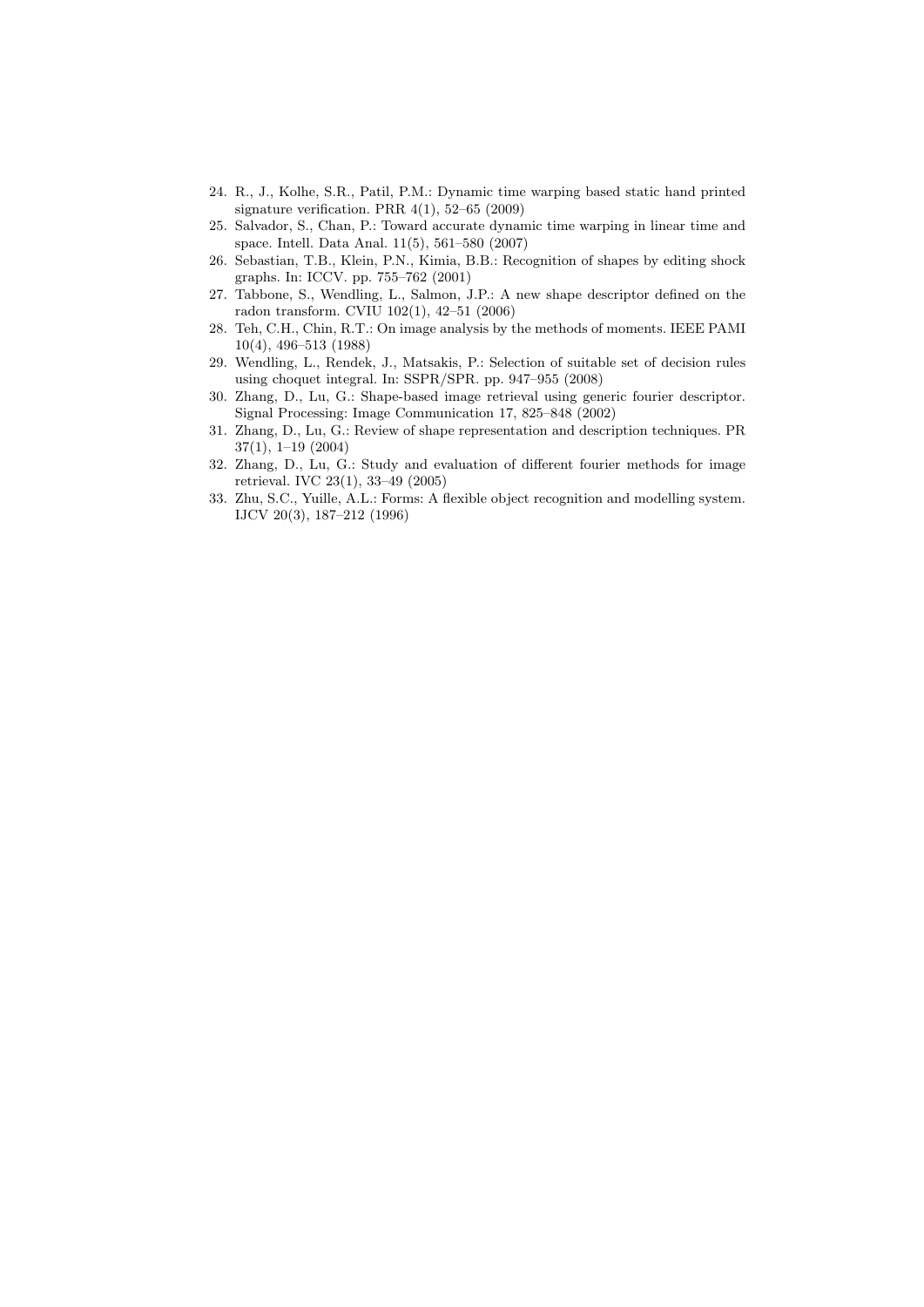24. R., J., Kolhe, S.R., Patil, P.M.: Dynamic time warping based static hand printed signature verification. PRR 4(1), 52–65 (2009)
25. Salvador, S., Chan, P.: Toward accurate dynamic time warping in linear time and space. Intell. Data Anal. 11(5), 561–580 (2007)
26. Sebastian, T.B., Klein, P.N., Kimia, B.B.: Recognition of shapes by editing shock graphs. In: ICCV. pp. 755–762 (2001)
27. Tabbone, S., Wendling, L., Salmon, J.P.: A new shape descriptor defined on the radon transform. CVIU 102(1), 42–51 (2006)
28. Teh, C.H., Chin, R.T.: On image analysis by the methods of moments. IEEE PAMI 10(4), 496–513 (1988)
29. Wendling, L., Rendek, J., Matsakis, P.: Selection of suitable set of decision rules using choquet integral. In: SSPR/SPR. pp. 947–955 (2008)
30. Zhang, D., Lu, G.: Shape-based image retrieval using generic fourier descriptor. Signal Processing: Image Communication 17, 825–848 (2002)
31. Zhang, D., Lu, G.: Review of shape representation and description techniques. PR 37(1), 1–19 (2004)
32. Zhang, D., Lu, G.: Study and evaluation of different fourier methods for image retrieval. IVC 23(1), 33–49 (2005)
33. Zhu, S.C., Yuille, A.L.: Forms: A flexible object recognition and modelling system. IJCV 20(3), 187–212 (1996)